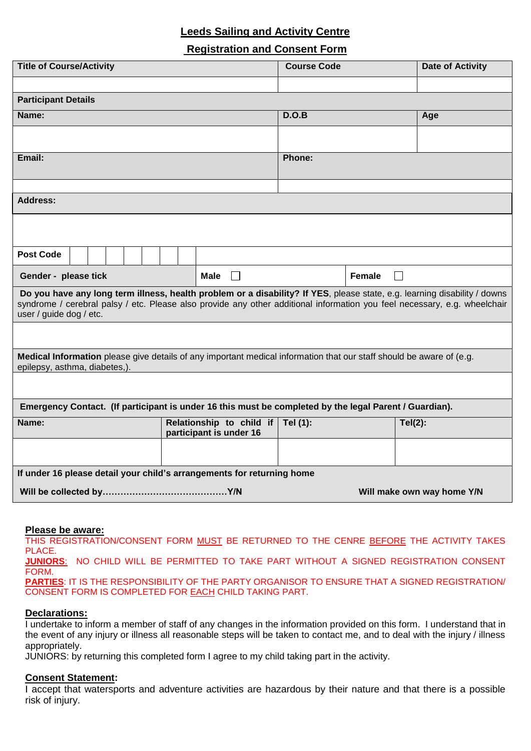# Leeds Sailing and Activity Centre

## Registration and Consent Form

| Title of Course/Activity | Course Code | Date of Activity |
|---|---|---|
| | | |

**Participant Details**

| Name: | D.O.B | Age |
|---|---|---|
| | | |

| Email: | Phone: |
|---|---|
| | |

**Address:**

| Post Code | | | | | | | | |
|---|---|---|---|---|---|---|---|---|

| Gender - please tick | Male ☐ | Female ☐ |
|---|---|---|

**Do you have any long term illness, health problem or a disability? If YES**, please state, e.g. learning disability / downs syndrome / cerebral palsy / etc. Please also provide any other additional information you feel necessary, e.g. wheelchair user / guide dog / etc.

**Medical Information** please give details of any important medical information that our staff should be aware of (e.g. epilepsy, asthma, diabetes,).

**Emergency Contact. (If participant is under 16 this must be completed by the legal Parent / Guardian).**

| Name: | Relationship to child if participant is under 16 | Tel (1): | Tel(2): |
|---|---|---|---|
| | | | |

**If under 16 please detail your child's arrangements for returning home**

**Will be collected by……………………………………Y/N** **Will make own way home Y/N**

**Please be aware:**

THIS REGISTRATION/CONSENT FORM MUST BE RETURNED TO THE CENRE BEFORE THE ACTIVITY TAKES PLACE.

**JUNIORS**: NO CHILD WILL BE PERMITTED TO TAKE PART WITHOUT A SIGNED REGISTRATION CONSENT FORM.

**PARTIES**: IT IS THE RESPONSIBILITY OF THE PARTY ORGANISOR TO ENSURE THAT A SIGNED REGISTRATION/ CONSENT FORM IS COMPLETED FOR EACH CHILD TAKING PART.

**Declarations:**

I undertake to inform a member of staff of any changes in the information provided on this form. I understand that in the event of any injury or illness all reasonable steps will be taken to contact me, and to deal with the injury / illness appropriately.

JUNIORS: by returning this completed form I agree to my child taking part in the activity.

**Consent Statement:**

I accept that watersports and adventure activities are hazardous by their nature and that there is a possible risk of injury.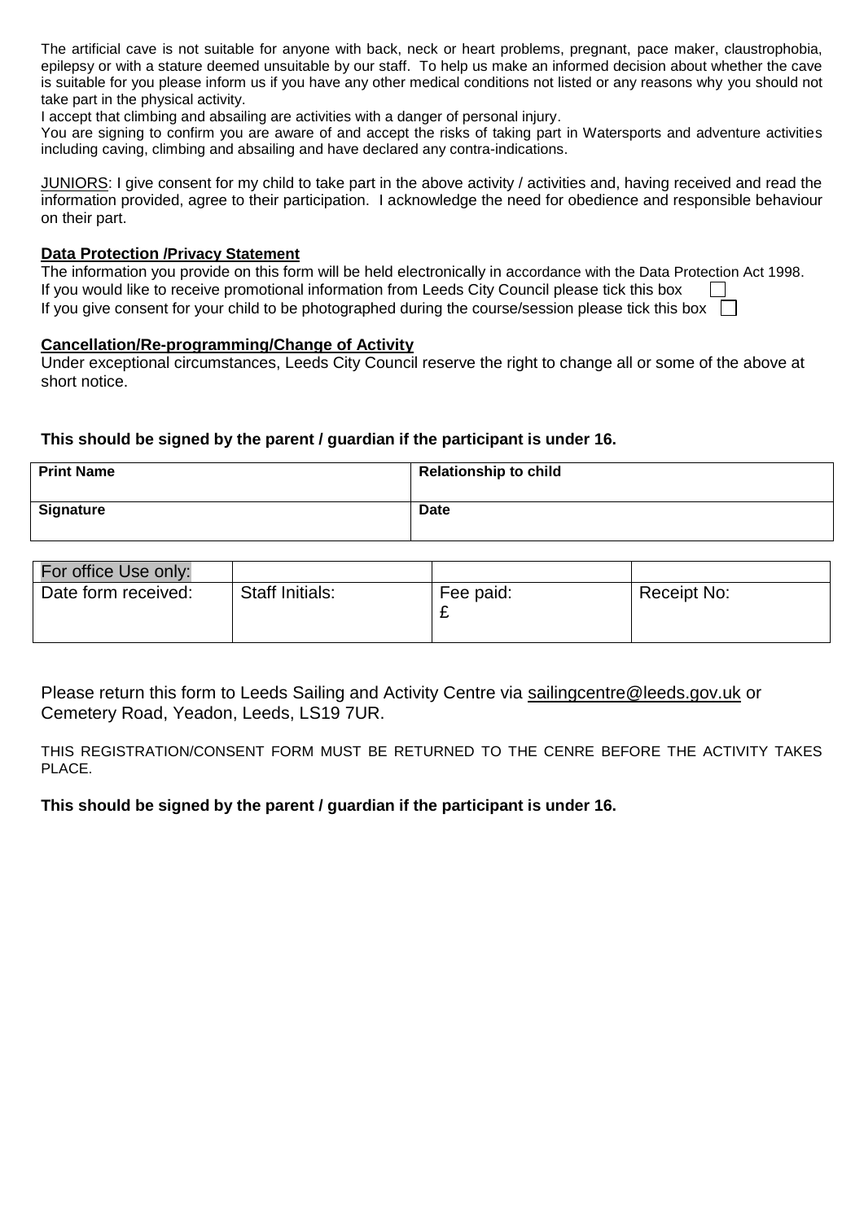The artificial cave is not suitable for anyone with back, neck or heart problems, pregnant, pace maker, claustrophobia, epilepsy or with a stature deemed unsuitable by our staff. To help us make an informed decision about whether the cave is suitable for you please inform us if you have any other medical conditions not listed or any reasons why you should not take part in the physical activity.

I accept that climbing and absailing are activities with a danger of personal injury.

You are signing to confirm you are aware of and accept the risks of taking part in Watersports and adventure activities including caving, climbing and absailing and have declared any contra-indications.

JUNIORS: I give consent for my child to take part in the above activity / activities and, having received and read the information provided, agree to their participation. I acknowledge the need for obedience and responsible behaviour on their part.

**Data Protection /Privacy Statement**

The information you provide on this form will be held electronically in accordance with the Data Protection Act 1998.
If you would like to receive promotional information from Leeds City Council please tick this box ☐
If you give consent for your child to be photographed during the course/session please tick this box ☐

**Cancellation/Re-programming/Change of Activity**

Under exceptional circumstances, Leeds City Council reserve the right to change all or some of the above at short notice.

**This should be signed by the parent / guardian if the participant is under 16.**

| | |
|---|---|
| **Print Name** | **Relationship to child** |
| **Signature** | **Date** |

| For office Use only: | | | |
|---|---|---|---|
| Date form received: | Staff Initials: | Fee paid: £ | Receipt No: |

Please return this form to Leeds Sailing and Activity Centre via sailingcentre@leeds.gov.uk or Cemetery Road, Yeadon, Leeds, LS19 7UR.

THIS REGISTRATION/CONSENT FORM MUST BE RETURNED TO THE CENRE BEFORE THE ACTIVITY TAKES PLACE.

**This should be signed by the parent / guardian if the participant is under 16.**